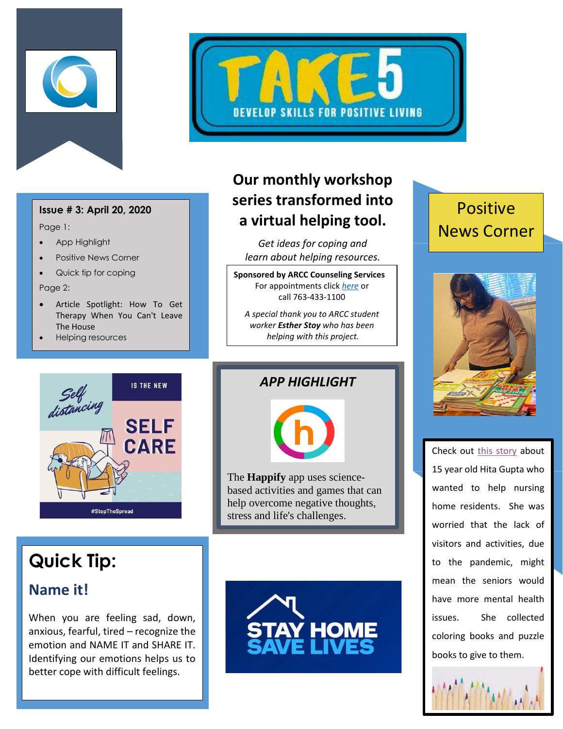# TAKE 5

DEVELOP SKILLS FOR POSITIVE LIVING

**Issue # 3: April 20, 2020**

Page 1:

- App Highlight
- Positive News Corner
- Quick tip for coping

Page 2:

- Article Spotlight: How To Get Therapy When You Can't Leave The House
- Helping resources

## Our monthly workshop series transformed into a virtual helping tool.

*Get ideas for coping and learn about helping resources.*

**Sponsored by ARCC Counseling Services**
For appointments click *here* or call 763-433-1100

*A special thank you to ARCC student worker* ***Esther Stoy*** *who has been helping with this project.*

## Positive News Corner

Check out this story about 15 year old Hita Gupta who wanted to help nursing home residents. She was worried that the lack of visitors and activities, due to the pandemic, might mean the seniors would have more mental health issues. She collected coloring books and puzzle books to give to them.

Self distancing IS THE NEW SELF CARE

#StopTheSpread

### *APP HIGHLIGHT*

The **Happify** app uses science-based activities and games that can help overcome negative thoughts, stress and life's challenges.

## Quick Tip:

### Name it!

When you are feeling sad, down, anxious, fearful, tired – recognize the emotion and NAME IT and SHARE IT. Identifying our emotions helps us to better cope with difficult feelings.

STAY HOME SAVE LIVES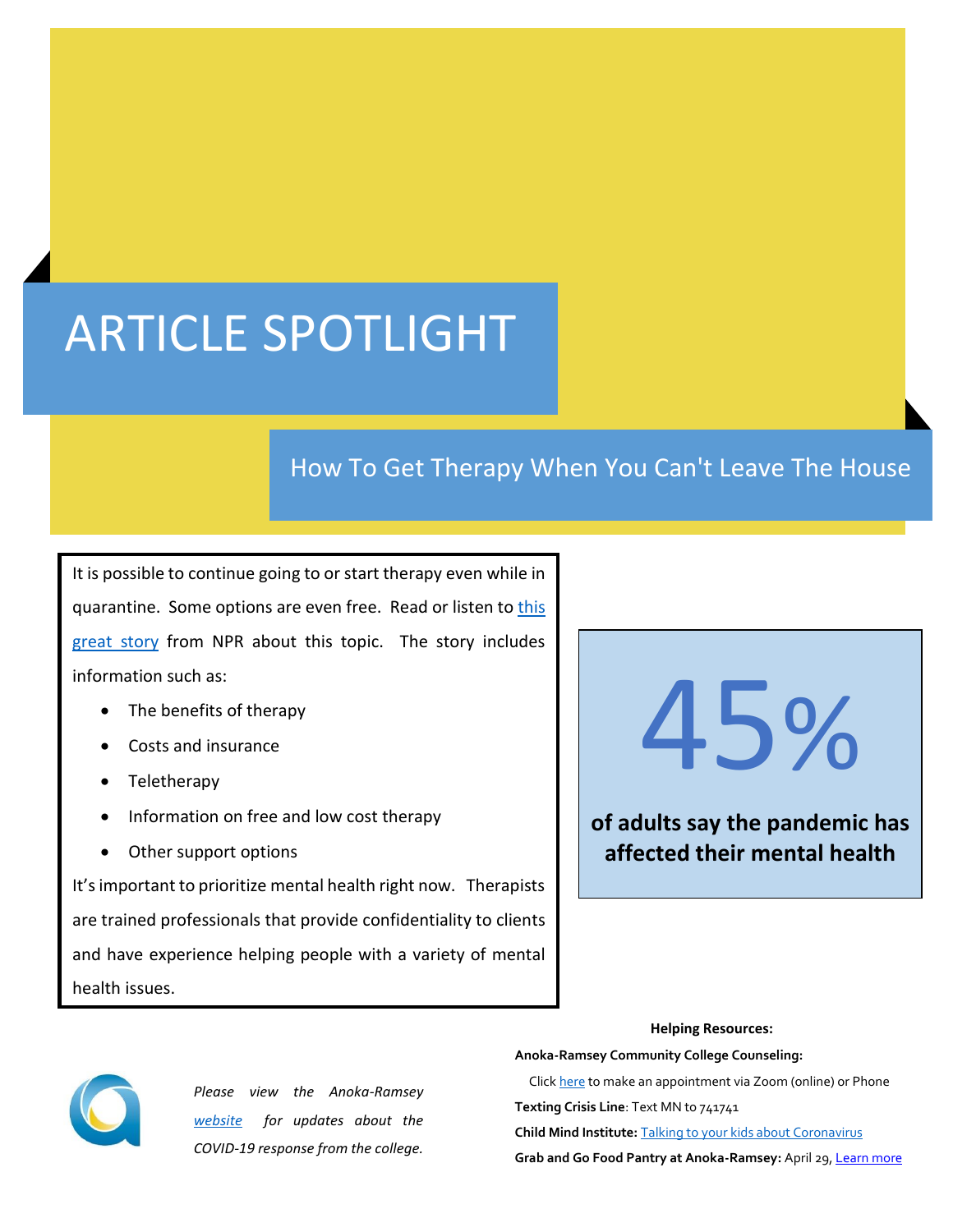# ARTICLE SPOTLIGHT

## How To Get Therapy When You Can't Leave The House

It is possible to continue going to or start therapy even while in quarantine. Some options are even free. Read or listen to this great story from NPR about this topic. The story includes information such as:

- The benefits of therapy
- Costs and insurance
- Teletherapy
- Information on free and low cost therapy
- Other support options

It's important to prioritize mental health right now. Therapists are trained professionals that provide confidentiality to clients and have experience helping people with a variety of mental health issues.

45%

**of adults say the pandemic has affected their mental health**

*Please view the Anoka-Ramsey website for updates about the COVID-19 response from the college.*

**Helping Resources:**

**Anoka-Ramsey Community College Counseling:**

Click here to make an appointment via Zoom (online) or Phone

**Texting Crisis Line**: Text MN to 741741

**Child Mind Institute:** Talking to your kids about Coronavirus

**Grab and Go Food Pantry at Anoka-Ramsey:** April 29, Learn more